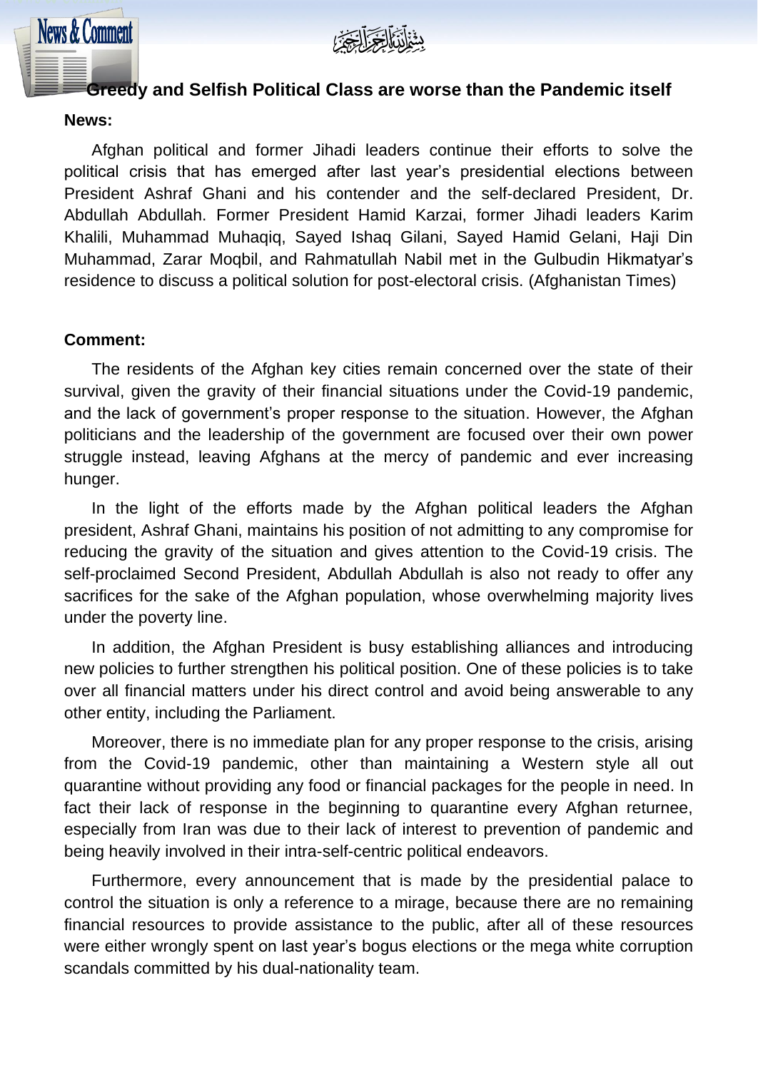بسم الله الرحمن الرحيم

# Greedy and Selfish Political Class are worse than the Pandemic itself

**News:**

Afghan political and former Jihadi leaders continue their efforts to solve the political crisis that has emerged after last year's presidential elections between President Ashraf Ghani and his contender and the self-declared President, Dr. Abdullah Abdullah. Former President Hamid Karzai, former Jihadi leaders Karim Khalili, Muhammad Muhaqiq, Sayed Ishaq Gilani, Sayed Hamid Gelani, Haji Din Muhammad, Zarar Moqbil, and Rahmatullah Nabil met in the Gulbudin Hikmatyar's residence to discuss a political solution for post-electoral crisis. (Afghanistan Times)

**Comment:**

The residents of the Afghan key cities remain concerned over the state of their survival, given the gravity of their financial situations under the Covid-19 pandemic, and the lack of government's proper response to the situation. However, the Afghan politicians and the leadership of the government are focused over their own power struggle instead, leaving Afghans at the mercy of pandemic and ever increasing hunger.

In the light of the efforts made by the Afghan political leaders the Afghan president, Ashraf Ghani, maintains his position of not admitting to any compromise for reducing the gravity of the situation and gives attention to the Covid-19 crisis. The self-proclaimed Second President, Abdullah Abdullah is also not ready to offer any sacrifices for the sake of the Afghan population, whose overwhelming majority lives under the poverty line.

In addition, the Afghan President is busy establishing alliances and introducing new policies to further strengthen his political position. One of these policies is to take over all financial matters under his direct control and avoid being answerable to any other entity, including the Parliament.

Moreover, there is no immediate plan for any proper response to the crisis, arising from the Covid-19 pandemic, other than maintaining a Western style all out quarantine without providing any food or financial packages for the people in need. In fact their lack of response in the beginning to quarantine every Afghan returnee, especially from Iran was due to their lack of interest to prevention of pandemic and being heavily involved in their intra-self-centric political endeavors.

Furthermore, every announcement that is made by the presidential palace to control the situation is only a reference to a mirage, because there are no remaining financial resources to provide assistance to the public, after all of these resources were either wrongly spent on last year's bogus elections or the mega white corruption scandals committed by his dual-nationality team.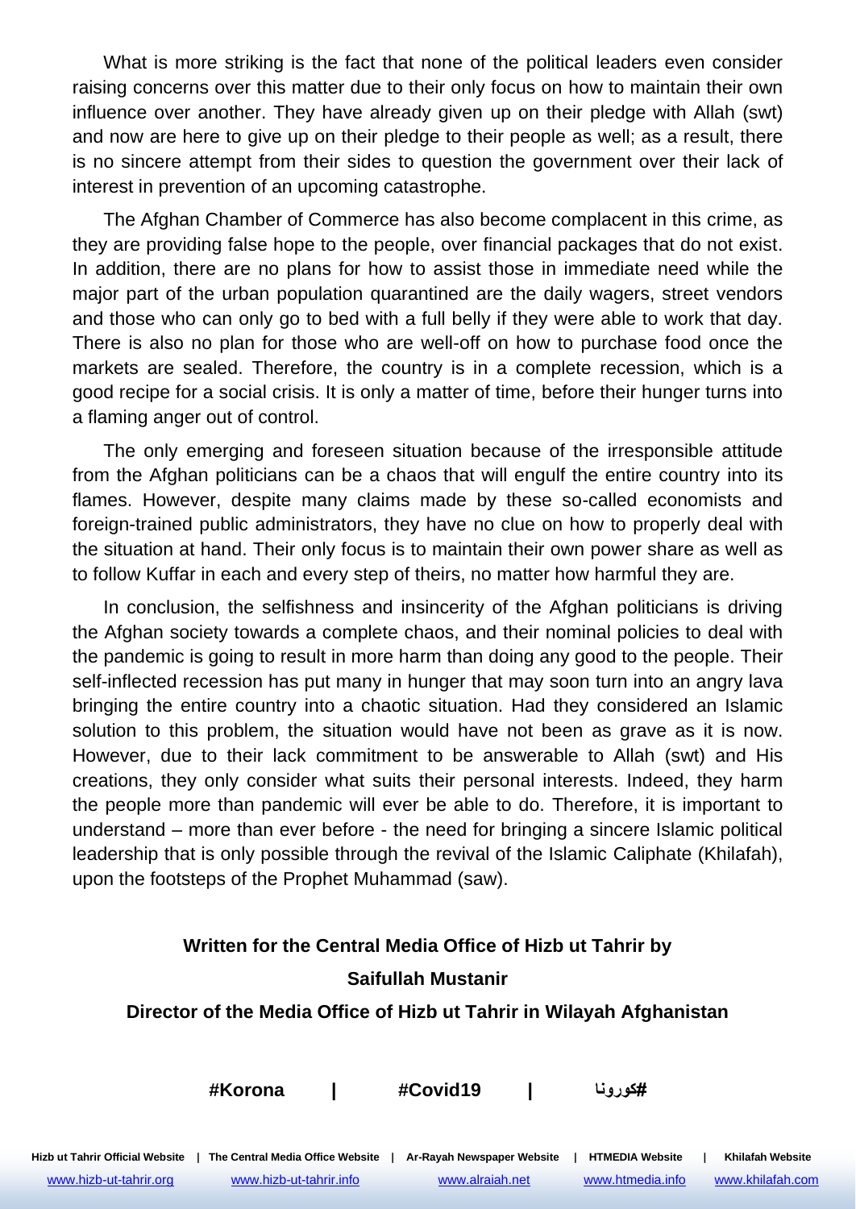What is more striking is the fact that none of the political leaders even consider raising concerns over this matter due to their only focus on how to maintain their own influence over another. They have already given up on their pledge with Allah (swt) and now are here to give up on their pledge to their people as well; as a result, there is no sincere attempt from their sides to question the government over their lack of interest in prevention of an upcoming catastrophe.

The Afghan Chamber of Commerce has also become complacent in this crime, as they are providing false hope to the people, over financial packages that do not exist. In addition, there are no plans for how to assist those in immediate need while the major part of the urban population quarantined are the daily wagers, street vendors and those who can only go to bed with a full belly if they were able to work that day. There is also no plan for those who are well-off on how to purchase food once the markets are sealed. Therefore, the country is in a complete recession, which is a good recipe for a social crisis. It is only a matter of time, before their hunger turns into a flaming anger out of control.

The only emerging and foreseen situation because of the irresponsible attitude from the Afghan politicians can be a chaos that will engulf the entire country into its flames. However, despite many claims made by these so-called economists and foreign-trained public administrators, they have no clue on how to properly deal with the situation at hand. Their only focus is to maintain their own power share as well as to follow Kuffar in each and every step of theirs, no matter how harmful they are.

In conclusion, the selfishness and insincerity of the Afghan politicians is driving the Afghan society towards a complete chaos, and their nominal policies to deal with the pandemic is going to result in more harm than doing any good to the people. Their self-inflected recession has put many in hunger that may soon turn into an angry lava bringing the entire country into a chaotic situation. Had they considered an Islamic solution to this problem, the situation would have not been as grave as it is now. However, due to their lack commitment to be answerable to Allah (swt) and His creations, they only consider what suits their personal interests. Indeed, they harm the people more than pandemic will ever be able to do. Therefore, it is important to understand – more than ever before - the need for bringing a sincere Islamic political leadership that is only possible through the revival of the Islamic Caliphate (Khilafah), upon the footsteps of the Prophet Muhammad (saw).

**Written for the Central Media Office of Hizb ut Tahrir by**

**Saifullah Mustanir**

**Director of the Media Office of Hizb ut Tahrir in Wilayah Afghanistan**

**#Korona | #Covid19 | #كورونا**

| Hizb ut Tahrir Official Website | The Central Media Office Website | Ar-Rayah Newspaper Website | HTMEDIA Website | Khilafah Website |
|---|---|---|---|---|
| www.hizb-ut-tahrir.org | www.hizb-ut-tahrir.info | www.alraiah.net | www.htmedia.info | www.khilafah.com |